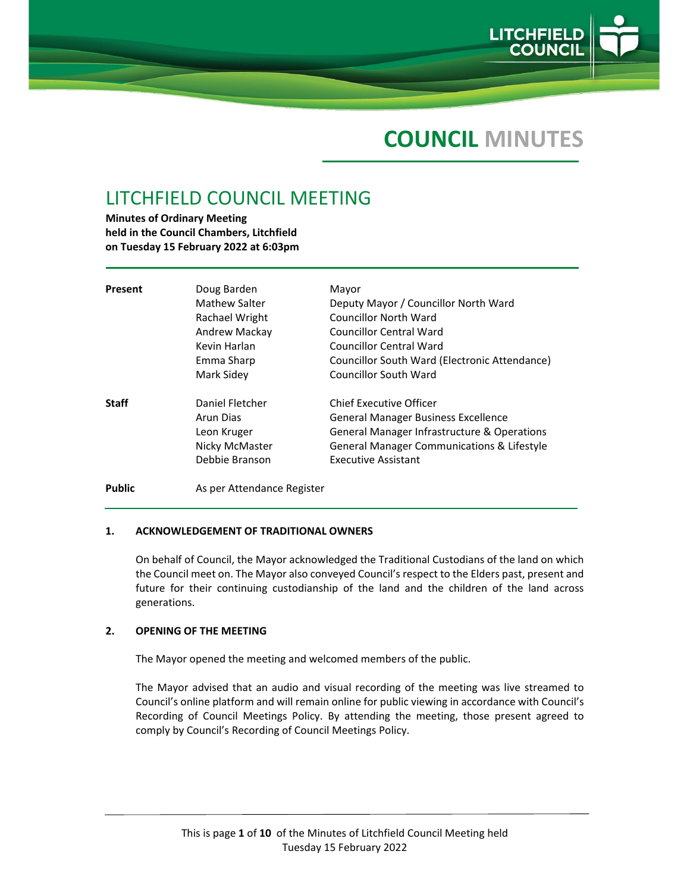# COUNCIL MINUTES

## LITCHFIELD COUNCIL MEETING

**Minutes of Ordinary Meeting held in the Council Chambers, Litchfield on Tuesday 15 February 2022 at 6:03pm**

| | | |
|---|---|---|
| **Present** | Doug Barden | Mayor |
| | Mathew Salter | Deputy Mayor / Councillor North Ward |
| | Rachael Wright | Councillor North Ward |
| | Andrew Mackay | Councillor Central Ward |
| | Kevin Harlan | Councillor Central Ward |
| | Emma Sharp | Councillor South Ward (Electronic Attendance) |
| | Mark Sidey | Councillor South Ward |
| **Staff** | Daniel Fletcher | Chief Executive Officer |
| | Arun Dias | General Manager Business Excellence |
| | Leon Kruger | General Manager Infrastructure & Operations |
| | Nicky McMaster | General Manager Communications & Lifestyle |
| | Debbie Branson | Executive Assistant |
| **Public** | As per Attendance Register | |

### 1. ACKNOWLEDGEMENT OF TRADITIONAL OWNERS

On behalf of Council, the Mayor acknowledged the Traditional Custodians of the land on which the Council meet on. The Mayor also conveyed Council's respect to the Elders past, present and future for their continuing custodianship of the land and the children of the land across generations.

### 2. OPENING OF THE MEETING

The Mayor opened the meeting and welcomed members of the public.

The Mayor advised that an audio and visual recording of the meeting was live streamed to Council's online platform and will remain online for public viewing in accordance with Council's Recording of Council Meetings Policy. By attending the meeting, those present agreed to comply by Council's Recording of Council Meetings Policy.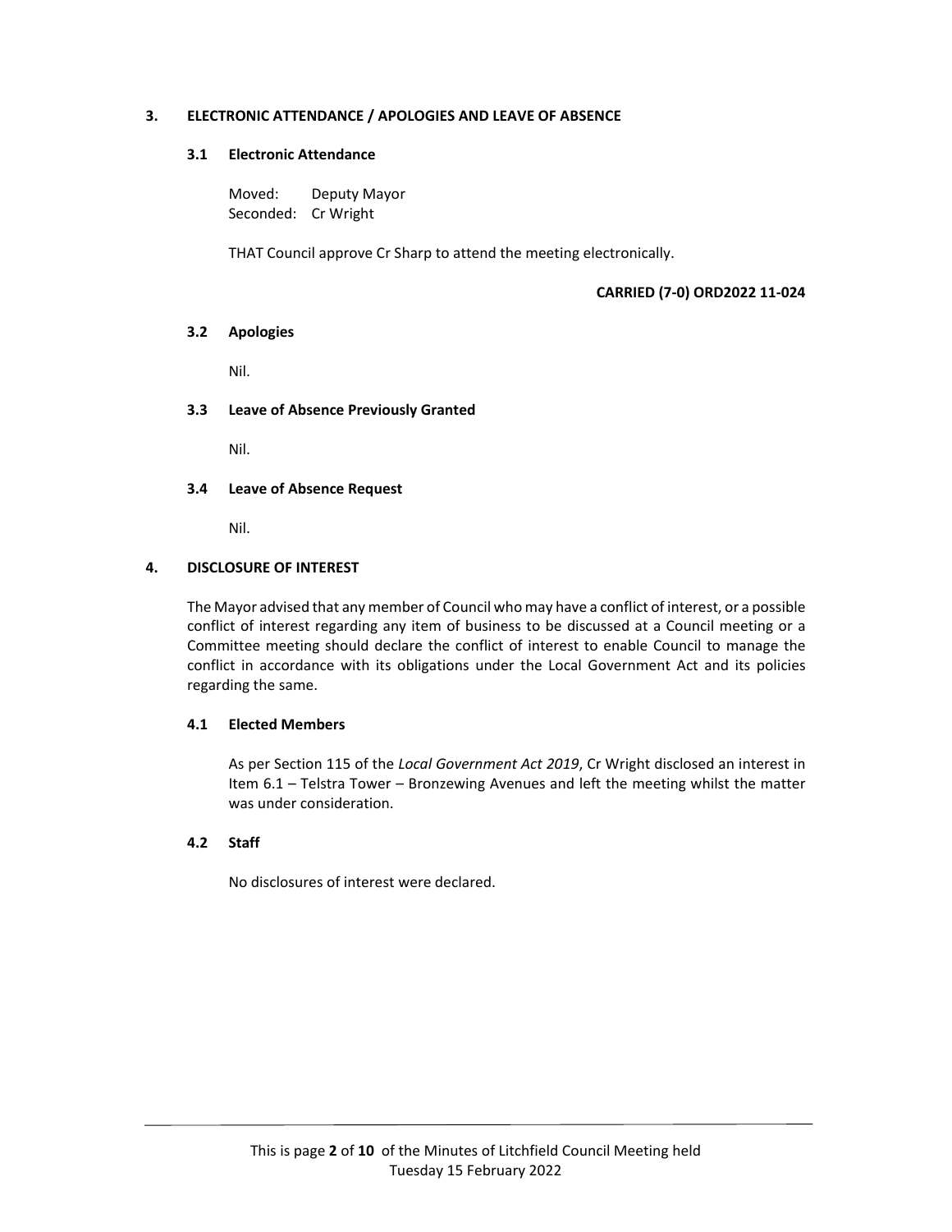## 3. ELECTRONIC ATTENDANCE / APOLOGIES AND LEAVE OF ABSENCE

### 3.1 Electronic Attendance

Moved: Deputy Mayor
Seconded: Cr Wright

THAT Council approve Cr Sharp to attend the meeting electronically.

**CARRIED (7-0) ORD2022 11-024**

### 3.2 Apologies

Nil.

### 3.3 Leave of Absence Previously Granted

Nil.

### 3.4 Leave of Absence Request

Nil.

## 4. DISCLOSURE OF INTEREST

The Mayor advised that any member of Council who may have a conflict of interest, or a possible conflict of interest regarding any item of business to be discussed at a Council meeting or a Committee meeting should declare the conflict of interest to enable Council to manage the conflict in accordance with its obligations under the Local Government Act and its policies regarding the same.

### 4.1 Elected Members

As per Section 115 of the *Local Government Act 2019*, Cr Wright disclosed an interest in Item 6.1 – Telstra Tower – Bronzewing Avenues and left the meeting whilst the matter was under consideration.

### 4.2 Staff

No disclosures of interest were declared.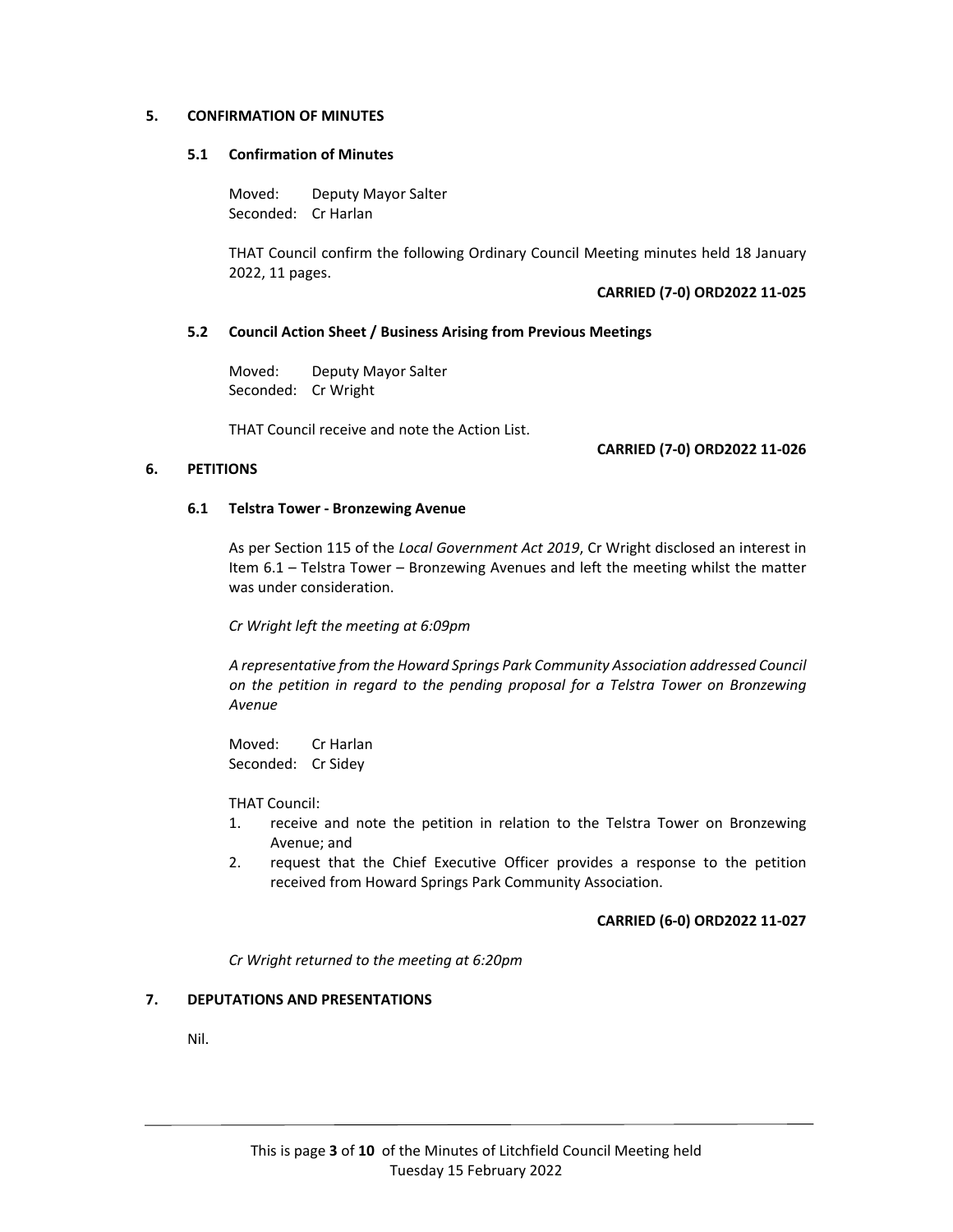## 5. CONFIRMATION OF MINUTES

### 5.1 Confirmation of Minutes

Moved: Deputy Mayor Salter
Seconded: Cr Harlan

THAT Council confirm the following Ordinary Council Meeting minutes held 18 January 2022, 11 pages.

**CARRIED (7-0) ORD2022 11-025**

### 5.2 Council Action Sheet / Business Arising from Previous Meetings

Moved: Deputy Mayor Salter
Seconded: Cr Wright

THAT Council receive and note the Action List.

**CARRIED (7-0) ORD2022 11-026**

## 6. PETITIONS

### 6.1 Telstra Tower - Bronzewing Avenue

As per Section 115 of the *Local Government Act 2019*, Cr Wright disclosed an interest in Item 6.1 – Telstra Tower – Bronzewing Avenues and left the meeting whilst the matter was under consideration.

*Cr Wright left the meeting at 6:09pm*

*A representative from the Howard Springs Park Community Association addressed Council on the petition in regard to the pending proposal for a Telstra Tower on Bronzewing Avenue*

Moved: Cr Harlan
Seconded: Cr Sidey

THAT Council:

1. receive and note the petition in relation to the Telstra Tower on Bronzewing Avenue; and
2. request that the Chief Executive Officer provides a response to the petition received from Howard Springs Park Community Association.

**CARRIED (6-0) ORD2022 11-027**

*Cr Wright returned to the meeting at 6:20pm*

## 7. DEPUTATIONS AND PRESENTATIONS

Nil.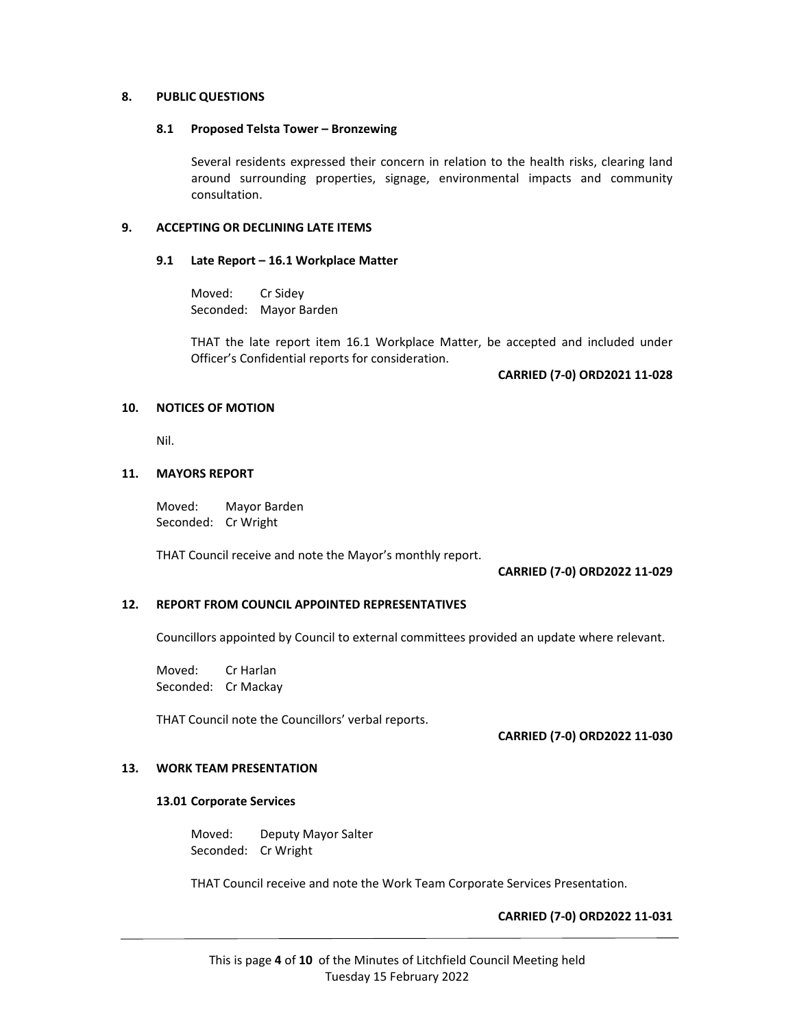## 8. PUBLIC QUESTIONS

### 8.1 Proposed Telsta Tower – Bronzewing

Several residents expressed their concern in relation to the health risks, clearing land around surrounding properties, signage, environmental impacts and community consultation.

## 9. ACCEPTING OR DECLINING LATE ITEMS

### 9.1 Late Report – 16.1 Workplace Matter

Moved: Cr Sidey
Seconded: Mayor Barden

THAT the late report item 16.1 Workplace Matter, be accepted and included under Officer's Confidential reports for consideration.

**CARRIED (7-0) ORD2021 11-028**

## 10. NOTICES OF MOTION

Nil.

## 11. MAYORS REPORT

Moved: Mayor Barden
Seconded: Cr Wright

THAT Council receive and note the Mayor's monthly report.

**CARRIED (7-0) ORD2022 11-029**

## 12. REPORT FROM COUNCIL APPOINTED REPRESENTATIVES

Councillors appointed by Council to external committees provided an update where relevant.

Moved: Cr Harlan
Seconded: Cr Mackay

THAT Council note the Councillors' verbal reports.

**CARRIED (7-0) ORD2022 11-030**

## 13. WORK TEAM PRESENTATION

### 13.01 Corporate Services

Moved: Deputy Mayor Salter
Seconded: Cr Wright

THAT Council receive and note the Work Team Corporate Services Presentation.

**CARRIED (7-0) ORD2022 11-031**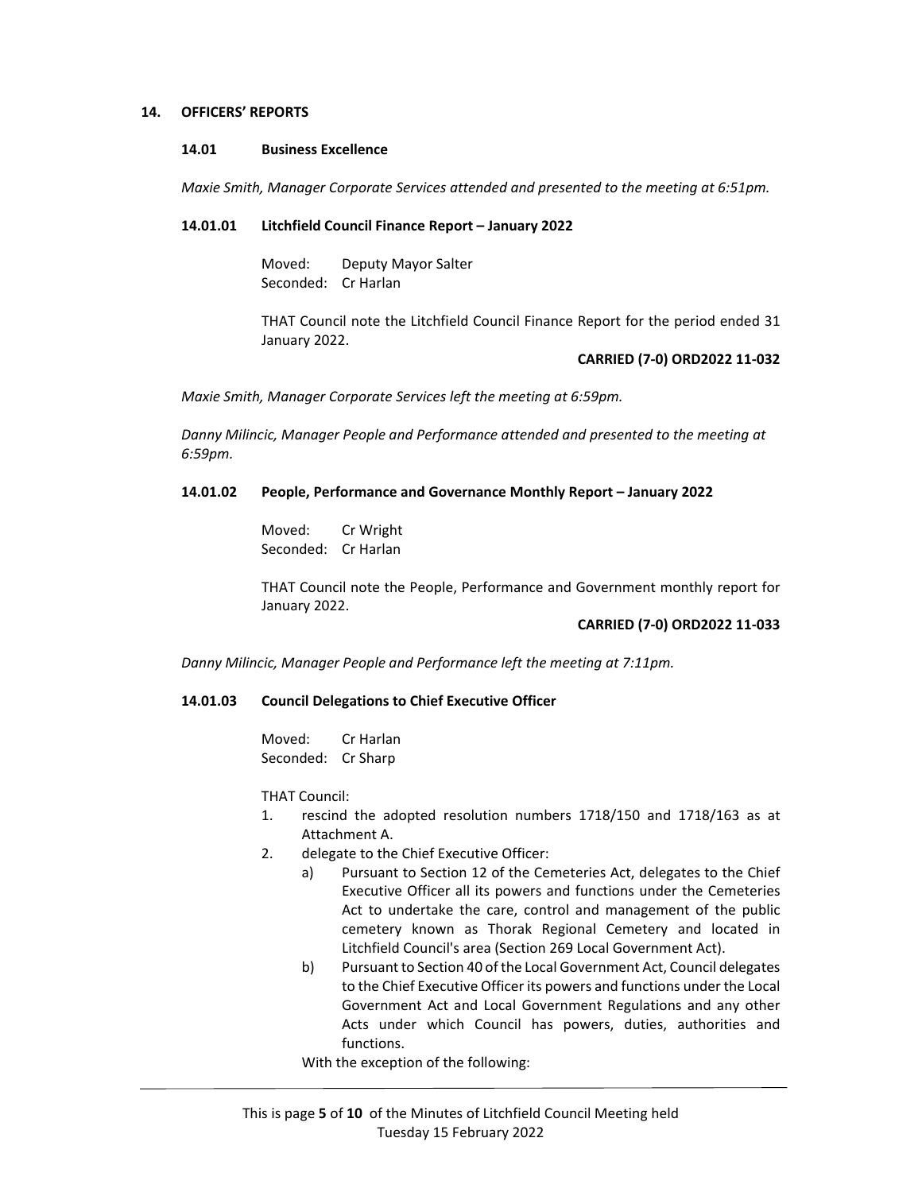## 14. OFFICERS' REPORTS

### 14.01 Business Excellence

*Maxie Smith, Manager Corporate Services attended and presented to the meeting at 6:51pm.*

#### 14.01.01 Litchfield Council Finance Report – January 2022

Moved: Deputy Mayor Salter
Seconded: Cr Harlan

THAT Council note the Litchfield Council Finance Report for the period ended 31 January 2022.

**CARRIED (7-0) ORD2022 11-032**

*Maxie Smith, Manager Corporate Services left the meeting at 6:59pm.*

*Danny Milincic, Manager People and Performance attended and presented to the meeting at 6:59pm.*

#### 14.01.02 People, Performance and Governance Monthly Report – January 2022

Moved: Cr Wright
Seconded: Cr Harlan

THAT Council note the People, Performance and Government monthly report for January 2022.

**CARRIED (7-0) ORD2022 11-033**

*Danny Milincic, Manager People and Performance left the meeting at 7:11pm.*

#### 14.01.03 Council Delegations to Chief Executive Officer

Moved: Cr Harlan
Seconded: Cr Sharp

THAT Council:

1. rescind the adopted resolution numbers 1718/150 and 1718/163 as at Attachment A.
2. delegate to the Chief Executive Officer:
   a) Pursuant to Section 12 of the Cemeteries Act, delegates to the Chief Executive Officer all its powers and functions under the Cemeteries Act to undertake the care, control and management of the public cemetery known as Thorak Regional Cemetery and located in Litchfield Council's area (Section 269 Local Government Act).
   b) Pursuant to Section 40 of the Local Government Act, Council delegates to the Chief Executive Officer its powers and functions under the Local Government Act and Local Government Regulations and any other Acts under which Council has powers, duties, authorities and functions.

   With the exception of the following: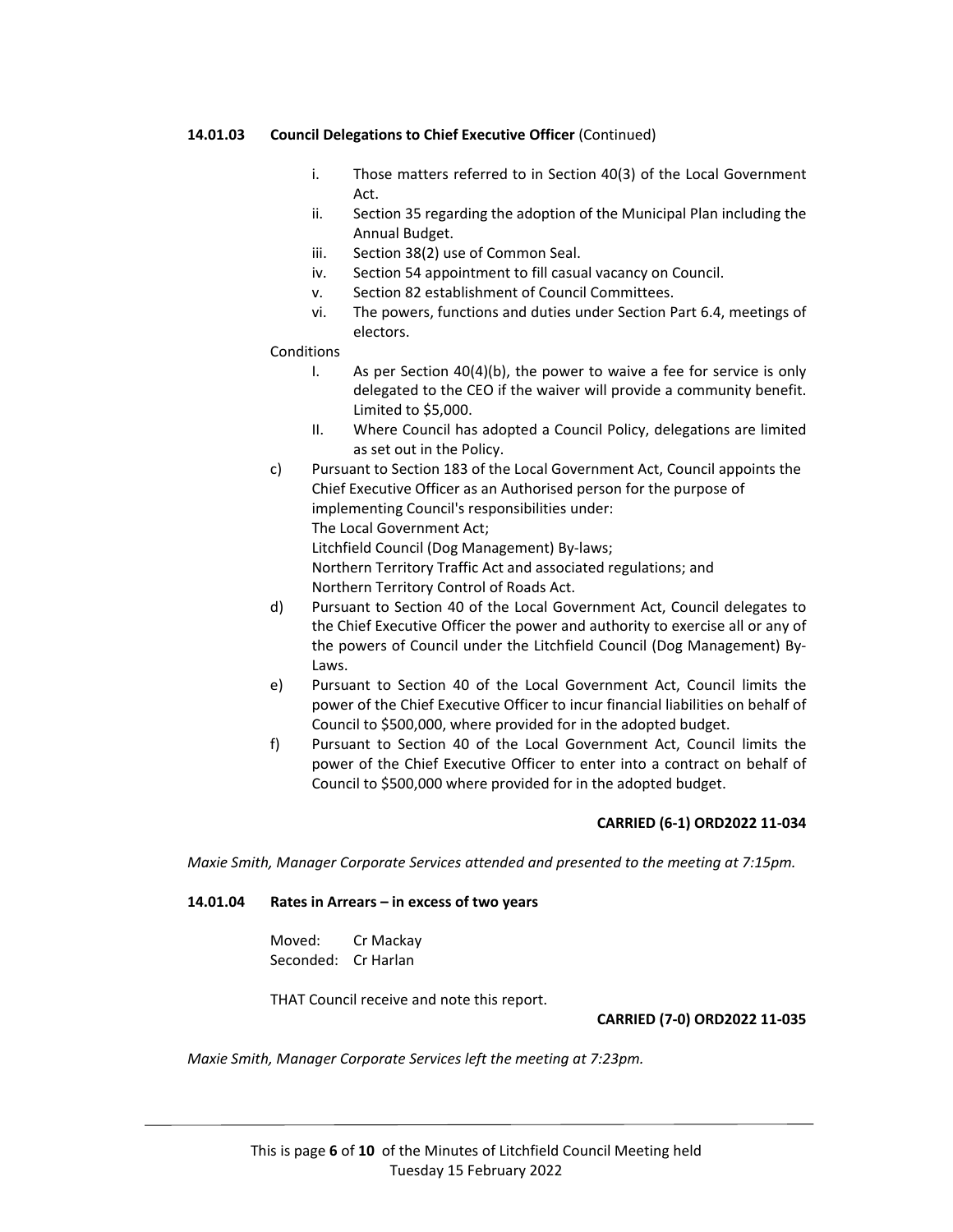**14.01.03 Council Delegations to Chief Executive Officer** (Continued)

i. Those matters referred to in Section 40(3) of the Local Government Act.
ii. Section 35 regarding the adoption of the Municipal Plan including the Annual Budget.
iii. Section 38(2) use of Common Seal.
iv. Section 54 appointment to fill casual vacancy on Council.
v. Section 82 establishment of Council Committees.
vi. The powers, functions and duties under Section Part 6.4, meetings of electors.

Conditions

I. As per Section 40(4)(b), the power to waive a fee for service is only delegated to the CEO if the waiver will provide a community benefit. Limited to $5,000.
II. Where Council has adopted a Council Policy, delegations are limited as set out in the Policy.

c) Pursuant to Section 183 of the Local Government Act, Council appoints the Chief Executive Officer as an Authorised person for the purpose of implementing Council's responsibilities under:
The Local Government Act;
Litchfield Council (Dog Management) By-laws;
Northern Territory Traffic Act and associated regulations; and
Northern Territory Control of Roads Act.

d) Pursuant to Section 40 of the Local Government Act, Council delegates to the Chief Executive Officer the power and authority to exercise all or any of the powers of Council under the Litchfield Council (Dog Management) By-Laws.

e) Pursuant to Section 40 of the Local Government Act, Council limits the power of the Chief Executive Officer to incur financial liabilities on behalf of Council to $500,000, where provided for in the adopted budget.

f) Pursuant to Section 40 of the Local Government Act, Council limits the power of the Chief Executive Officer to enter into a contract on behalf of Council to $500,000 where provided for in the adopted budget.

**CARRIED (6-1) ORD2022 11-034**

*Maxie Smith, Manager Corporate Services attended and presented to the meeting at 7:15pm.*

**14.01.04 Rates in Arrears – in excess of two years**

Moved: Cr Mackay
Seconded: Cr Harlan

THAT Council receive and note this report.

**CARRIED (7-0) ORD2022 11-035**

*Maxie Smith, Manager Corporate Services left the meeting at 7:23pm.*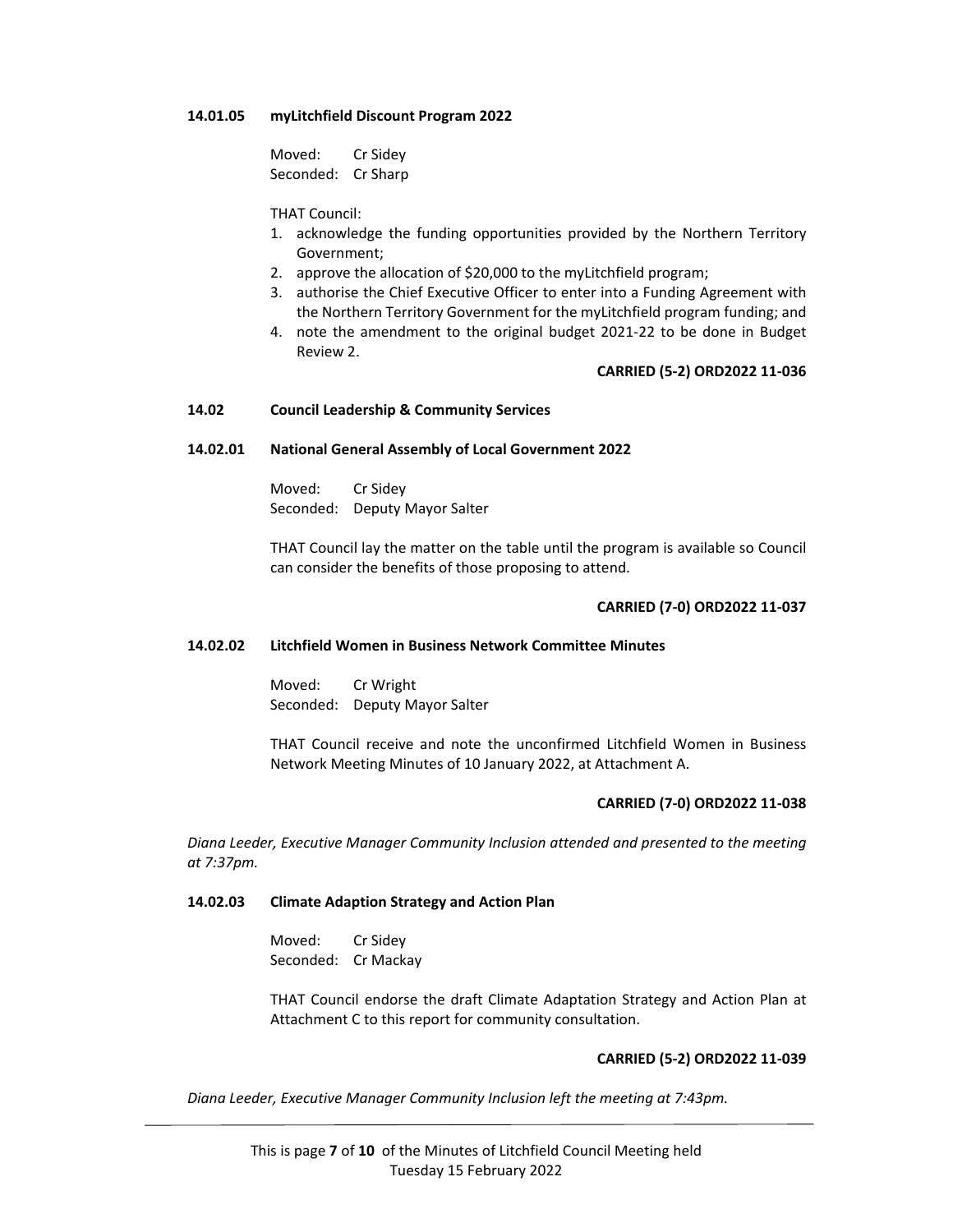**14.01.05 myLitchfield Discount Program 2022**

Moved: Cr Sidey
Seconded: Cr Sharp

THAT Council:

1. acknowledge the funding opportunities provided by the Northern Territory Government;
2. approve the allocation of $20,000 to the myLitchfield program;
3. authorise the Chief Executive Officer to enter into a Funding Agreement with the Northern Territory Government for the myLitchfield program funding; and
4. note the amendment to the original budget 2021-22 to be done in Budget Review 2.

**CARRIED (5-2) ORD2022 11-036**

**14.02 Council Leadership & Community Services**

**14.02.01 National General Assembly of Local Government 2022**

Moved: Cr Sidey
Seconded: Deputy Mayor Salter

THAT Council lay the matter on the table until the program is available so Council can consider the benefits of those proposing to attend.

**CARRIED (7-0) ORD2022 11-037**

**14.02.02 Litchfield Women in Business Network Committee Minutes**

Moved: Cr Wright
Seconded: Deputy Mayor Salter

THAT Council receive and note the unconfirmed Litchfield Women in Business Network Meeting Minutes of 10 January 2022, at Attachment A.

**CARRIED (7-0) ORD2022 11-038**

*Diana Leeder, Executive Manager Community Inclusion attended and presented to the meeting at 7:37pm.*

**14.02.03 Climate Adaption Strategy and Action Plan**

Moved: Cr Sidey
Seconded: Cr Mackay

THAT Council endorse the draft Climate Adaptation Strategy and Action Plan at Attachment C to this report for community consultation.

**CARRIED (5-2) ORD2022 11-039**

*Diana Leeder, Executive Manager Community Inclusion left the meeting at 7:43pm.*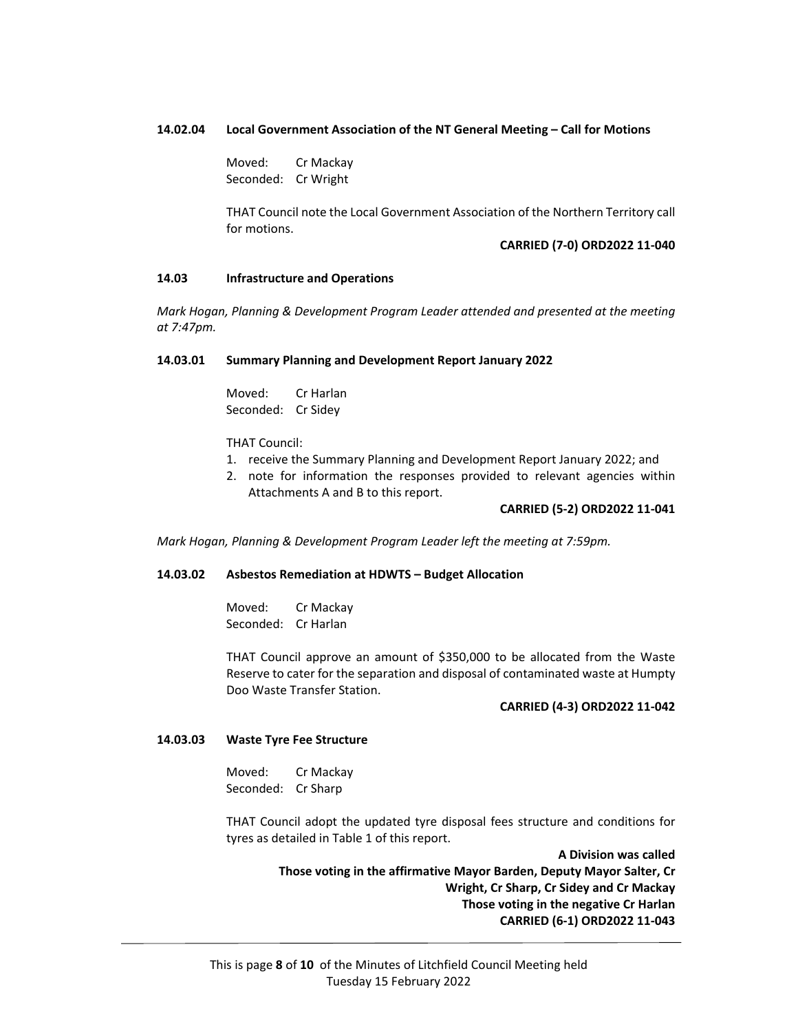### 14.02.04 Local Government Association of the NT General Meeting – Call for Motions

Moved: Cr Mackay
Seconded: Cr Wright

THAT Council note the Local Government Association of the Northern Territory call for motions.

**CARRIED (7-0) ORD2022 11-040**

### 14.03 Infrastructure and Operations

*Mark Hogan, Planning & Development Program Leader attended and presented at the meeting at 7:47pm.*

### 14.03.01 Summary Planning and Development Report January 2022

Moved: Cr Harlan
Seconded: Cr Sidey

THAT Council:

1. receive the Summary Planning and Development Report January 2022; and
2. note for information the responses provided to relevant agencies within Attachments A and B to this report.

**CARRIED (5-2) ORD2022 11-041**

*Mark Hogan, Planning & Development Program Leader left the meeting at 7:59pm.*

### 14.03.02 Asbestos Remediation at HDWTS – Budget Allocation

Moved: Cr Mackay
Seconded: Cr Harlan

THAT Council approve an amount of $350,000 to be allocated from the Waste Reserve to cater for the separation and disposal of contaminated waste at Humpty Doo Waste Transfer Station.

**CARRIED (4-3) ORD2022 11-042**

### 14.03.03 Waste Tyre Fee Structure

Moved: Cr Mackay
Seconded: Cr Sharp

THAT Council adopt the updated tyre disposal fees structure and conditions for tyres as detailed in Table 1 of this report.

**A Division was called**
**Those voting in the affirmative Mayor Barden, Deputy Mayor Salter, Cr Wright, Cr Sharp, Cr Sidey and Cr Mackay**
**Those voting in the negative Cr Harlan**
**CARRIED (6-1) ORD2022 11-043**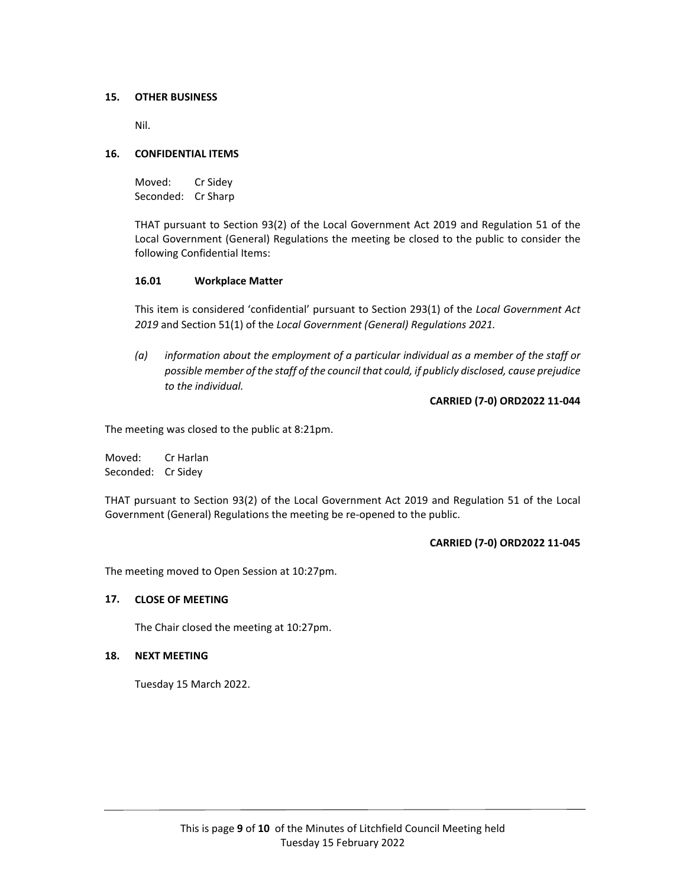## 15. OTHER BUSINESS

Nil.

## 16. CONFIDENTIAL ITEMS

Moved: Cr Sidey
Seconded: Cr Sharp

THAT pursuant to Section 93(2) of the Local Government Act 2019 and Regulation 51 of the Local Government (General) Regulations the meeting be closed to the public to consider the following Confidential Items:

### 16.01 Workplace Matter

This item is considered 'confidential' pursuant to Section 293(1) of the *Local Government Act 2019* and Section 51(1) of the *Local Government (General) Regulations 2021.*

*(a) information about the employment of a particular individual as a member of the staff or possible member of the staff of the council that could, if publicly disclosed, cause prejudice to the individual.*

**CARRIED (7-0) ORD2022 11-044**

The meeting was closed to the public at 8:21pm.

Moved: Cr Harlan
Seconded: Cr Sidey

THAT pursuant to Section 93(2) of the Local Government Act 2019 and Regulation 51 of the Local Government (General) Regulations the meeting be re-opened to the public.

**CARRIED (7-0) ORD2022 11-045**

The meeting moved to Open Session at 10:27pm.

## 17. CLOSE OF MEETING

The Chair closed the meeting at 10:27pm.

## 18. NEXT MEETING

Tuesday 15 March 2022.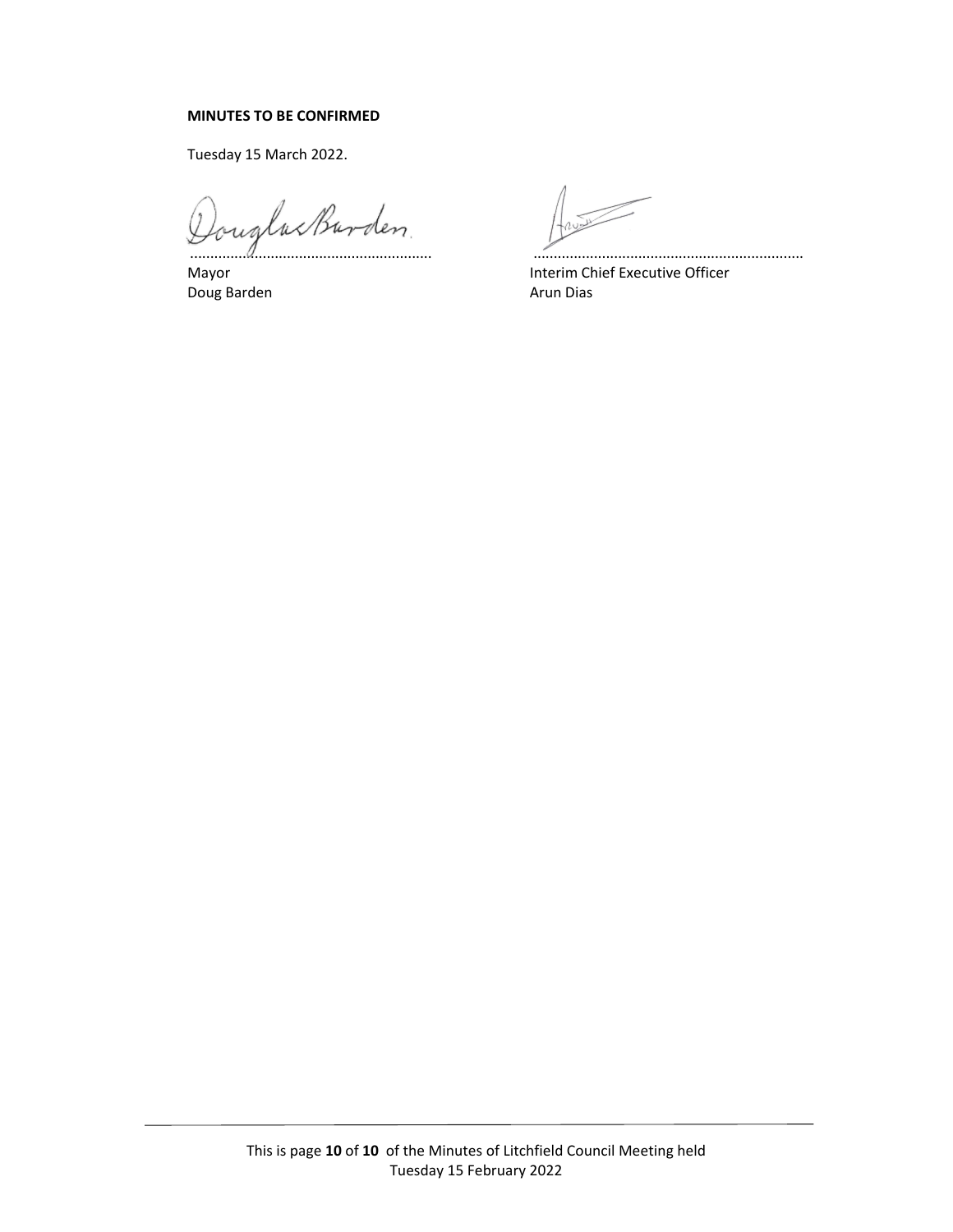**MINUTES TO BE CONFIRMED**

Tuesday 15 March 2022.

.............................................................. ..................................................................

Mayor
Doug Barden

Interim Chief Executive Officer
Arun Dias